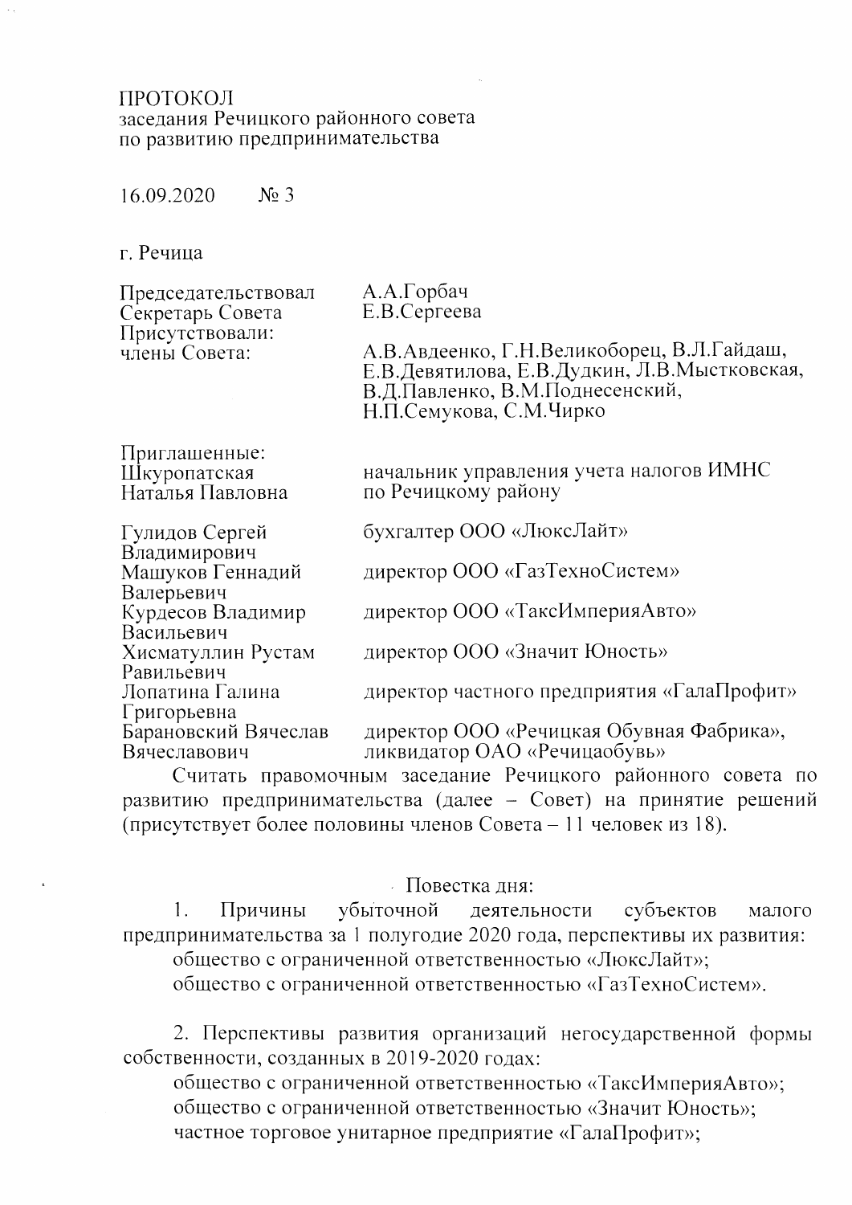ПРОТОКОЛ
заседания Речицкого районного совета
по развитию предпринимательства

16.09.2020 № 3

г. Речица

| | |
|---|---|
| Председательствовал | А.А.Горбач |
| Секретарь Совета | Е.В.Сергеева |
| Присутствовали: | |
| члены Совета: | А.В.Авдеенко, Г.Н.Великоборец, В.Л.Гайдаш, Е.В.Девятилова, Е.В.Дудкин, Л.В.Мыстковская, В.Д.Павленко, В.М.Поднесенский, Н.П.Семукова, С.М.Чирко |

| | |
|---|---|
| Приглашенные: | |
| Шкуропатская Наталья Павловна | начальник управления учета налогов ИМНС по Речицкому району |
| Гулидов Сергей Владимирович | бухгалтер ООО «ЛюксЛайт» |
| Машуков Геннадий Валерьевич | директор ООО «ГазТехноСистем» |
| Курдесов Владимир Васильевич | директор ООО «ТаксИмперияАвто» |
| Хисматуллин Рустам Равильевич | директор ООО «Значит Юность» |
| Лопатина Галина Григорьевна | директор частного предприятия «ГалаПрофит» |
| Барановский Вячеслав Вячеславович | директор ООО «Речицкая Обувная Фабрика», ликвидатор ОАО «Речицаобувь» |

Считать правомочным заседание Речицкого районного совета по развитию предпринимательства (далее – Совет) на принятие решений (присутствует более половины членов Совета – 11 человек из 18).

Повестка дня:

1. Причины убыточной деятельности субъектов малого предпринимательства за 1 полугодие 2020 года, перспективы их развития:
общество с ограниченной ответственностью «ЛюксЛайт»;
общество с ограниченной ответственностью «ГазТехноСистем».

2. Перспективы развития организаций негосударственной формы собственности, созданных в 2019-2020 годах:
общество с ограниченной ответственностью «ТаксИмперияАвто»;
общество с ограниченной ответственностью «Значит Юность»;
частное торговое унитарное предприятие «ГалаПрофит»;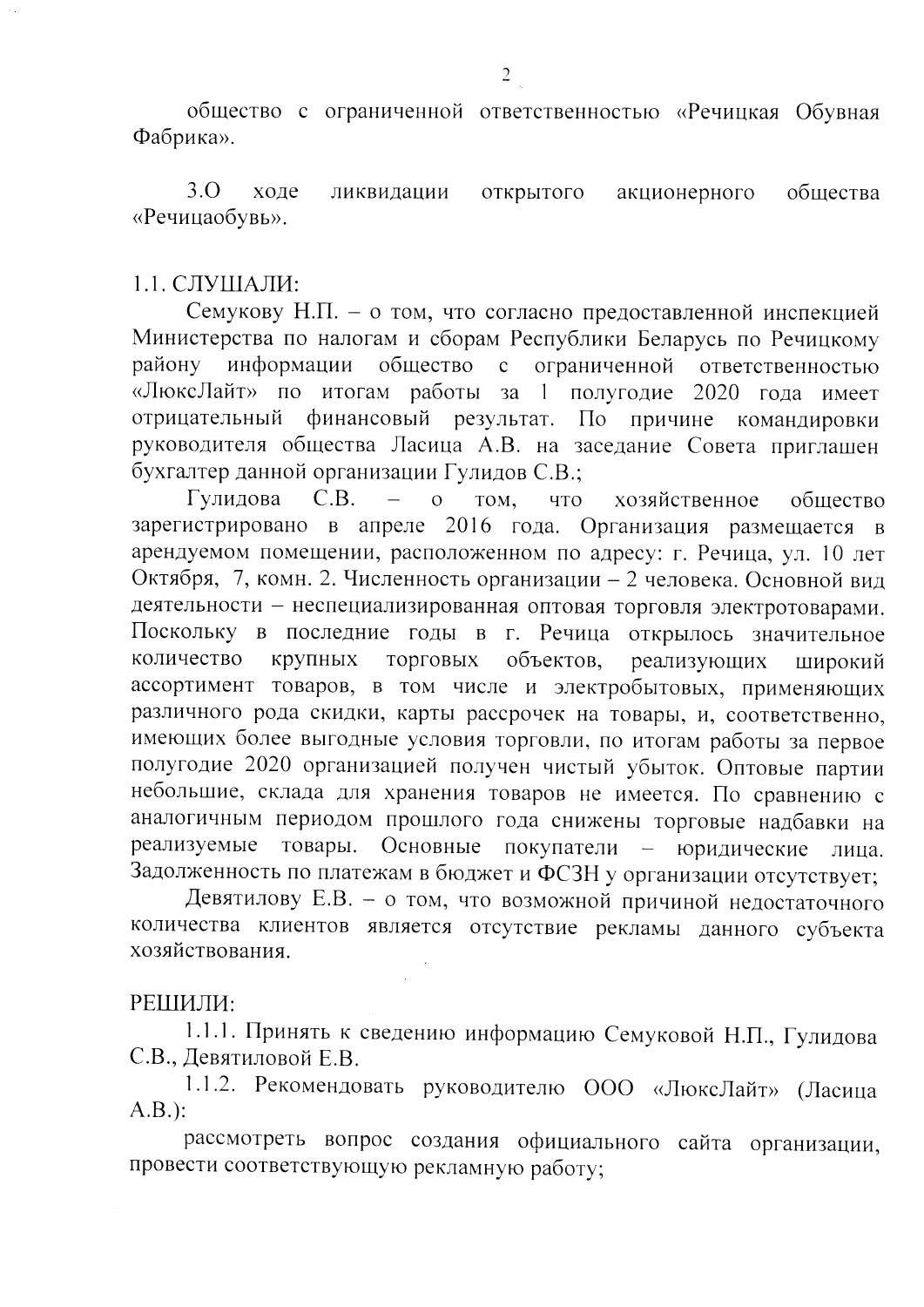общество с ограниченной ответственностью «Речицкая Обувная Фабрика».

3.О ходе ликвидации открытого акционерного общества «Речицаобувь».

1.1. СЛУШАЛИ:

Семукову Н.П. – о том, что согласно предоставленной инспекцией Министерства по налогам и сборам Республики Беларусь по Речицкому району информации общество с ограниченной ответственностью «ЛюксЛайт» по итогам работы за 1 полугодие 2020 года имеет отрицательный финансовый результат. По причине командировки руководителя общества Ласица А.В. на заседание Совета приглашен бухгалтер данной организации Гулидов С.В.;

Гулидова С.В. – о том, что хозяйственное общество зарегистрировано в апреле 2016 года. Организация размещается в арендуемом помещении, расположенном по адресу: г. Речица, ул. 10 лет Октября, 7, комн. 2. Численность организации – 2 человека. Основной вид деятельности – неспециализированная оптовая торговля электротоварами. Поскольку в последние годы в г. Речица открылось значительное количество крупных торговых объектов, реализующих широкий ассортимент товаров, в том числе и электробытовых, применяющих различного рода скидки, карты рассрочек на товары, и, соответственно, имеющих более выгодные условия торговли, по итогам работы за первое полугодие 2020 организацией получен чистый убыток. Оптовые партии небольшие, склада для хранения товаров не имеется. По сравнению с аналогичным периодом прошлого года снижены торговые надбавки на реализуемые товары. Основные покупатели – юридические лица. Задолженность по платежам в бюджет и ФСЗН у организации отсутствует;

Девятилову Е.В. – о том, что возможной причиной недостаточного количества клиентов является отсутствие рекламы данного субъекта хозяйствования.

РЕШИЛИ:

1.1.1. Принять к сведению информацию Семуковой Н.П., Гулидова С.В., Девятиловой Е.В.

1.1.2. Рекомендовать руководителю ООО «ЛюксЛайт» (Ласица А.В.):

рассмотреть вопрос создания официального сайта организации, провести соответствующую рекламную работу;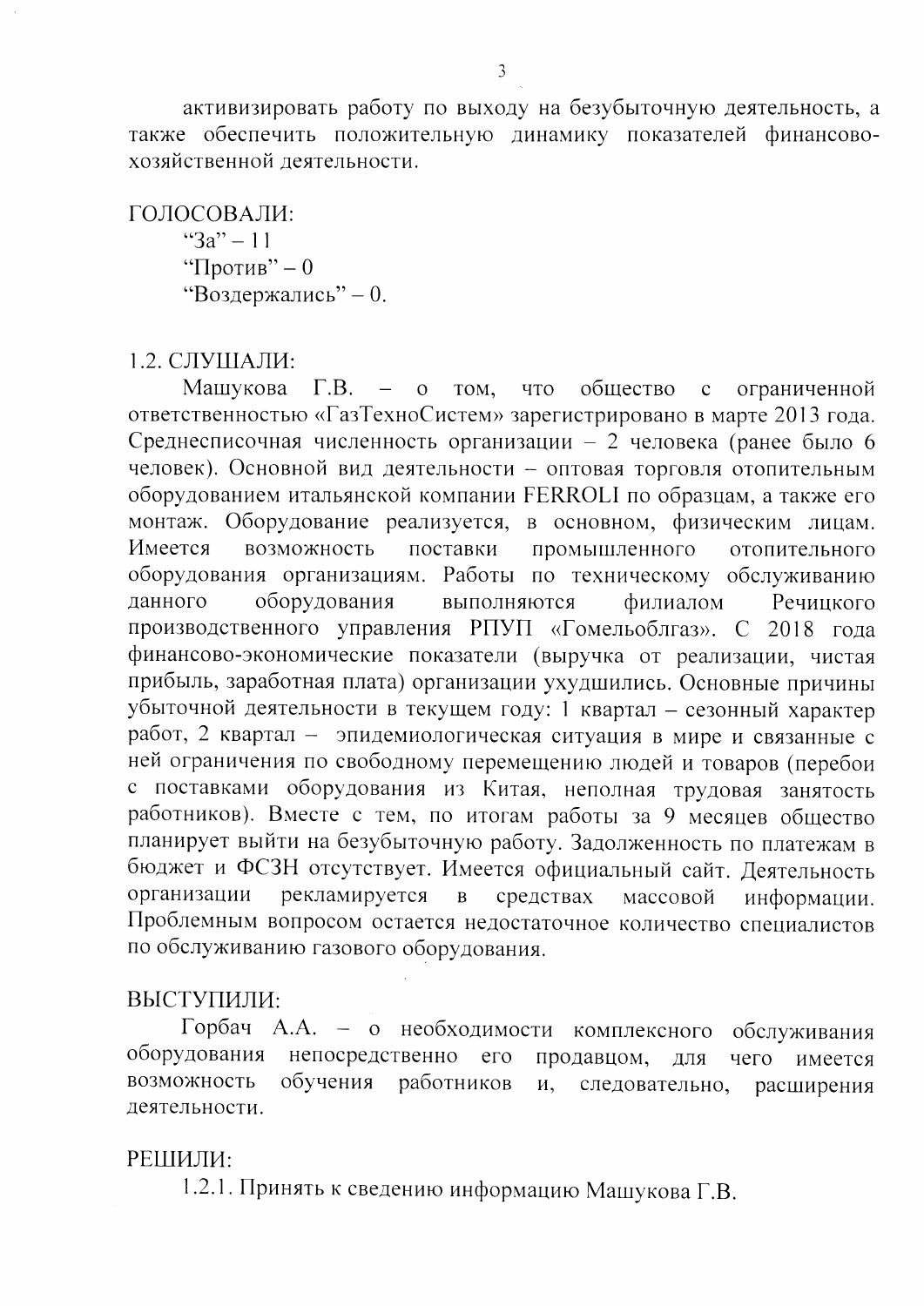активизировать работу по выходу на безубыточную деятельность, а также обеспечить положительную динамику показателей финансово-хозяйственной деятельности.

ГОЛОСОВАЛИ:

“За” – 11
“Против” – 0
“Воздержались” – 0.

1.2. СЛУШАЛИ:

Машукова Г.В. – о том, что общество с ограниченной ответственностью «ГазТехноСистем» зарегистрировано в марте 2013 года. Среднесписочная численность организации – 2 человека (ранее было 6 человек). Основной вид деятельности – оптовая торговля отопительным оборудованием итальянской компании FERROLI по образцам, а также его монтаж. Оборудование реализуется, в основном, физическим лицам. Имеется возможность поставки промышленного отопительного оборудования организациям. Работы по техническому обслуживанию данного оборудования выполняются филиалом Речицкого производственного управления РПУП «Гомельоблгаз». С 2018 года финансово-экономические показатели (выручка от реализации, чистая прибыль, заработная плата) организации ухудшились. Основные причины убыточной деятельности в текущем году: 1 квартал – сезонный характер работ, 2 квартал – эпидемиологическая ситуация в мире и связанные с ней ограничения по свободному перемещению людей и товаров (перебои с поставками оборудования из Китая, неполная трудовая занятость работников). Вместе с тем, по итогам работы за 9 месяцев общество планирует выйти на безубыточную работу. Задолженность по платежам в бюджет и ФСЗН отсутствует. Имеется официальный сайт. Деятельность организации рекламируется в средствах массовой информации. Проблемным вопросом остается недостаточное количество специалистов по обслуживанию газового оборудования.

ВЫСТУПИЛИ:

Горбач А.А. – о необходимости комплексного обслуживания оборудования непосредственно его продавцом, для чего имеется возможность обучения работников и, следовательно, расширения деятельности.

РЕШИЛИ:

1.2.1. Принять к сведению информацию Машукова Г.В.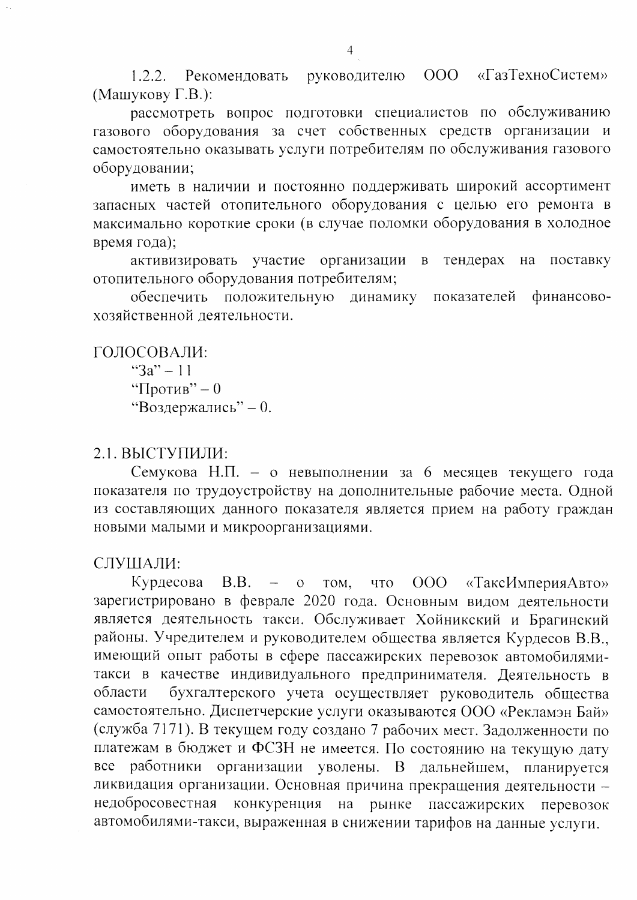1.2.2. Рекомендовать руководителю ООО «ГазТехноСистем» (Машукову Г.В.):

рассмотреть вопрос подготовки специалистов по обслуживанию газового оборудования за счет собственных средств организации и самостоятельно оказывать услуги потребителям по обслуживания газового оборудовании;

иметь в наличии и постоянно поддерживать широкий ассортимент запасных частей отопительного оборудования с целью его ремонта в максимально короткие сроки (в случае поломки оборудования в холодное время года);

активизировать участие организации в тендерах на поставку отопительного оборудования потребителям;

обеспечить положительную динамику показателей финансово-хозяйственной деятельности.

ГОЛОСОВАЛИ:

"За" – 11
"Против" – 0
"Воздержались" – 0.

2.1. ВЫСТУПИЛИ:

Семукова Н.П. – о невыполнении за 6 месяцев текущего года показателя по трудоустройству на дополнительные рабочие места. Одной из составляющих данного показателя является прием на работу граждан новыми малыми и микроорганизациями.

СЛУШАЛИ:

Курдесова В.В. – о том, что ООО «ТаксИмперияАвто» зарегистрировано в феврале 2020 года. Основным видом деятельности является деятельность такси. Обслуживает Хойникский и Брагинский районы. Учредителем и руководителем общества является Курдесов В.В., имеющий опыт работы в сфере пассажирских перевозок автомобилями-такси в качестве индивидуального предпринимателя. Деятельность в области бухгалтерского учета осуществляет руководитель общества самостоятельно. Диспетчерские услуги оказываются ООО «Рекламэн Бай» (служба 7171). В текущем году создано 7 рабочих мест. Задолженности по платежам в бюджет и ФСЗН не имеется. По состоянию на текущую дату все работники организации уволены. В дальнейшем, планируется ликвидация организации. Основная причина прекращения деятельности – недобросовестная конкуренция на рынке пассажирских перевозок автомобилями-такси, выраженная в снижении тарифов на данные услуги.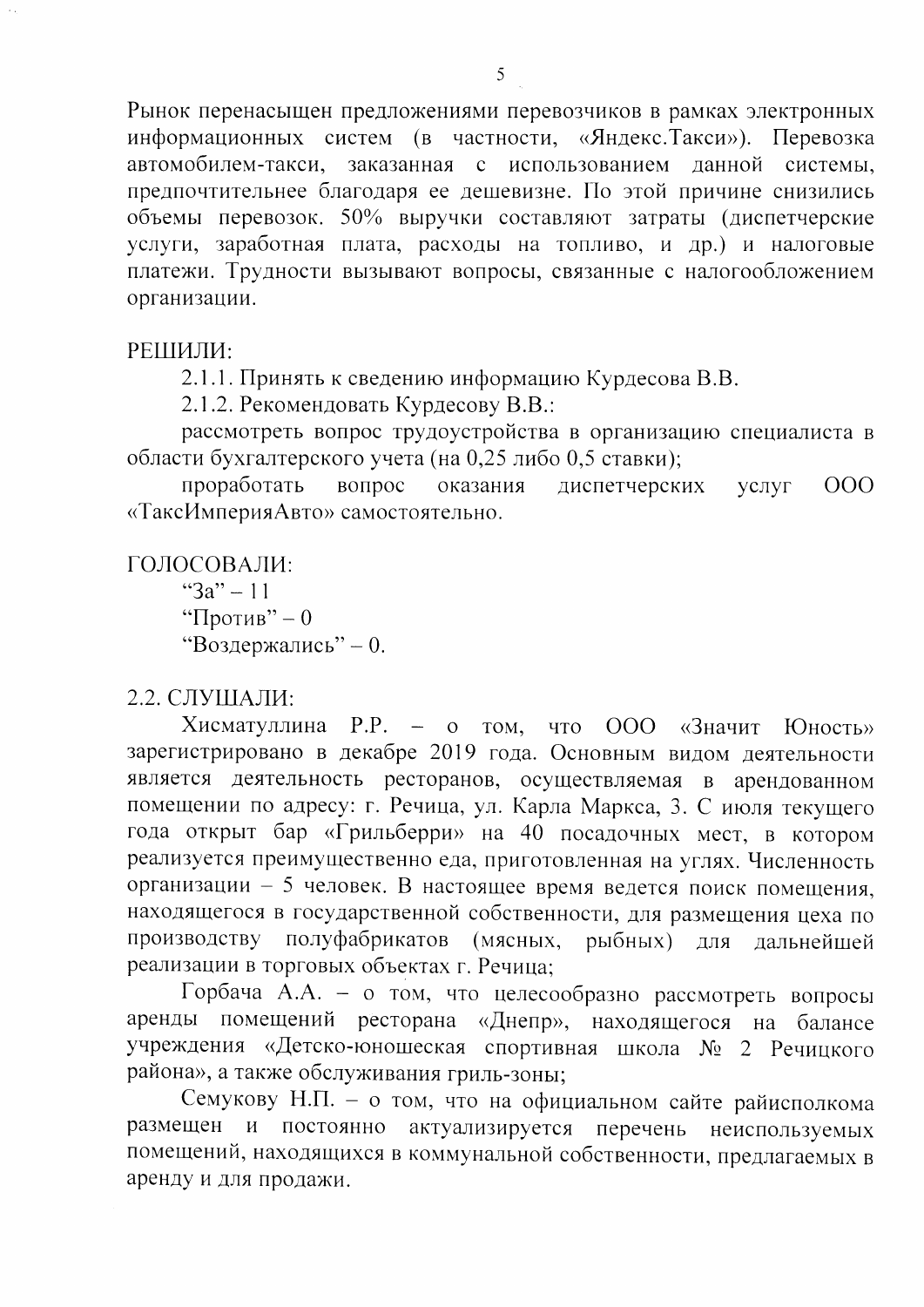Рынок перенасыщен предложениями перевозчиков в рамках электронных информационных систем (в частности, «Яндекс.Такси»). Перевозка автомобилем-такси, заказанная с использованием данной системы, предпочтительнее благодаря ее дешевизне. По этой причине снизились объемы перевозок. 50% выручки составляют затраты (диспетчерские услуги, заработная плата, расходы на топливо, и др.) и налоговые платежи. Трудности вызывают вопросы, связанные с налогообложением организации.

РЕШИЛИ:

2.1.1. Принять к сведению информацию Курдесова В.В.

2.1.2. Рекомендовать Курдесову В.В.:

рассмотреть вопрос трудоустройства в организацию специалиста в области бухгалтерского учета (на 0,25 либо 0,5 ставки);

проработать вопрос оказания диспетчерских услуг ООО «ТаксИмперияАвто» самостоятельно.

ГОЛОСОВАЛИ:

"За" – 11

"Против" – 0

"Воздержались" – 0.

2.2. СЛУШАЛИ:

Хисматуллина Р.Р. – о том, что ООО «Значит Юность» зарегистрировано в декабре 2019 года. Основным видом деятельности является деятельность ресторанов, осуществляемая в арендованном помещении по адресу: г. Речица, ул. Карла Маркса, 3. С июля текущего года открыт бар «Грильберри» на 40 посадочных мест, в котором реализуется преимущественно еда, приготовленная на углях. Численность организации – 5 человек. В настоящее время ведется поиск помещения, находящегося в государственной собственности, для размещения цеха по производству полуфабрикатов (мясных, рыбных) для дальнейшей реализации в торговых объектах г. Речица;

Горбача А.А. – о том, что целесообразно рассмотреть вопросы аренды помещений ресторана «Днепр», находящегося на балансе учреждения «Детско-юношеская спортивная школа № 2 Речицкого района», а также обслуживания гриль-зоны;

Семукову Н.П. – о том, что на официальном сайте райисполкома размещен и постоянно актуализируется перечень неиспользуемых помещений, находящихся в коммунальной собственности, предлагаемых в аренду и для продажи.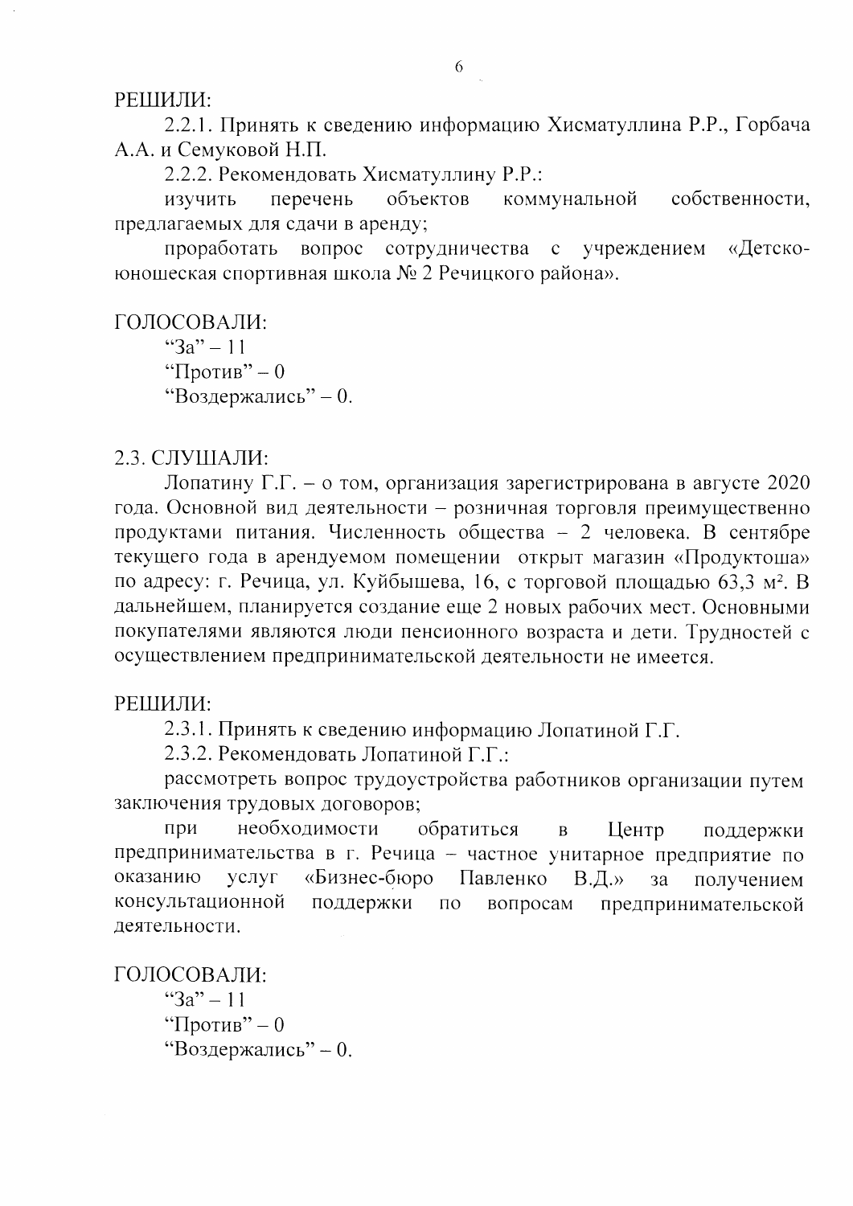РЕШИЛИ:

2.2.1. Принять к сведению информацию Хисматуллина Р.Р., Горбача А.А. и Семуковой Н.П.

2.2.2. Рекомендовать Хисматуллину Р.Р.:

изучить перечень объектов коммунальной собственности, предлагаемых для сдачи в аренду;

проработать вопрос сотрудничества с учреждением «Детско-юношеская спортивная школа № 2 Речицкого района».

ГОЛОСОВАЛИ:

"За" – 11

"Против" – 0

"Воздержались" – 0.

2.3. СЛУШАЛИ:

Лопатину Г.Г. – о том, организация зарегистрирована в августе 2020 года. Основной вид деятельности – розничная торговля преимущественно продуктами питания. Численность общества – 2 человека. В сентябре текущего года в арендуемом помещении открыт магазин «Продуктоша» по адресу: г. Речица, ул. Куйбышева, 16, с торговой площадью 63,3 м². В дальнейшем, планируется создание еще 2 новых рабочих мест. Основными покупателями являются люди пенсионного возраста и дети. Трудностей с осуществлением предпринимательской деятельности не имеется.

РЕШИЛИ:

2.3.1. Принять к сведению информацию Лопатиной Г.Г.

2.3.2. Рекомендовать Лопатиной Г.Г.:

рассмотреть вопрос трудоустройства работников организации путем заключения трудовых договоров;

при необходимости обратиться в Центр поддержки предпринимательства в г. Речица – частное унитарное предприятие по оказанию услуг «Бизнес-бюро Павленко В.Д.» за получением консультационной поддержки по вопросам предпринимательской деятельности.

ГОЛОСОВАЛИ:

"За" – 11

"Против" – 0

"Воздержались" – 0.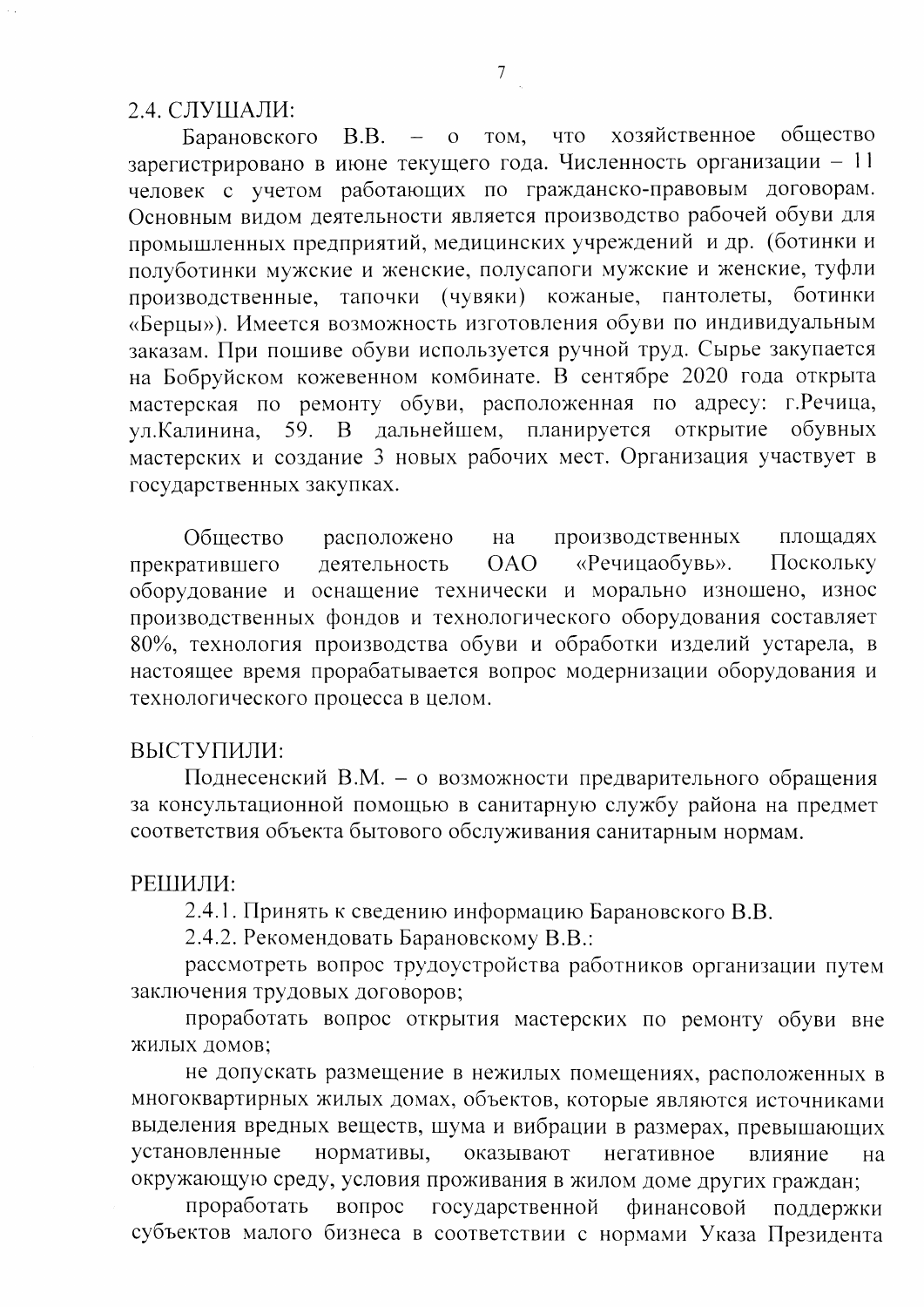2.4. СЛУШАЛИ:

Барановского В.В. – о том, что хозяйственное общество зарегистрировано в июне текущего года. Численность организации – 11 человек с учетом работающих по гражданско-правовым договорам. Основным видом деятельности является производство рабочей обуви для промышленных предприятий, медицинских учреждений и др. (ботинки и полуботинки мужские и женские, полусапоги мужские и женские, туфли производственные, тапочки (чувяки) кожаные, пантолеты, ботинки «Берцы»). Имеется возможность изготовления обуви по индивидуальным заказам. При пошиве обуви используется ручной труд. Сырье закупается на Бобруйском кожевенном комбинате. В сентябре 2020 года открыта мастерская по ремонту обуви, расположенная по адресу: г.Речица, ул.Калинина, 59. В дальнейшем, планируется открытие обувных мастерских и создание 3 новых рабочих мест. Организация участвует в государственных закупках.

Общество расположено на производственных площадях прекратившего деятельность ОАО «Речицаобувь». Поскольку оборудование и оснащение технически и морально изношено, износ производственных фондов и технологического оборудования составляет 80%, технология производства обуви и обработки изделий устарела, в настоящее время прорабатывается вопрос модернизации оборудования и технологического процесса в целом.

ВЫСТУПИЛИ:

Поднесенский В.М. – о возможности предварительного обращения за консультационной помощью в санитарную службу района на предмет соответствия объекта бытового обслуживания санитарным нормам.

РЕШИЛИ:

2.4.1. Принять к сведению информацию Барановского В.В.

2.4.2. Рекомендовать Барановскому В.В.:

рассмотреть вопрос трудоустройства работников организации путем заключения трудовых договоров;

проработать вопрос открытия мастерских по ремонту обуви вне жилых домов;

не допускать размещение в нежилых помещениях, расположенных в многоквартирных жилых домах, объектов, которые являются источниками выделения вредных веществ, шума и вибрации в размерах, превышающих установленные нормативы, оказывают негативное влияние на окружающую среду, условия проживания в жилом доме других граждан;

проработать вопрос государственной финансовой поддержки субъектов малого бизнеса в соответствии с нормами Указа Президента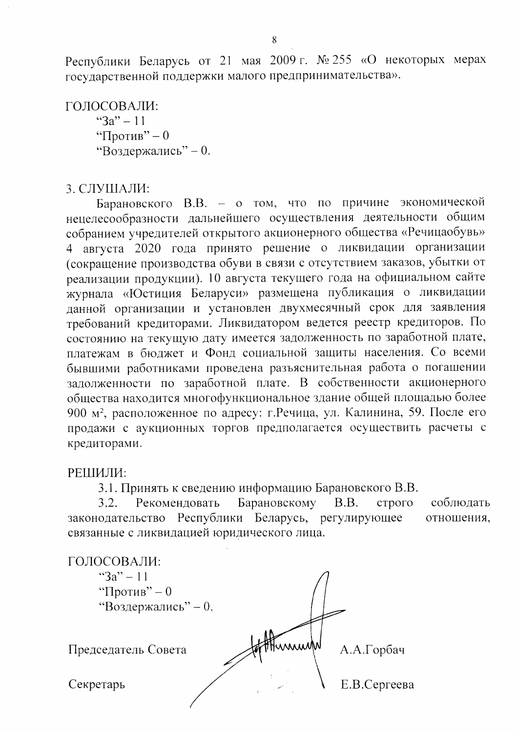Республики Беларусь от 21 мая 2009 г. № 255 «О некоторых мерах государственной поддержки малого предпринимательства».

ГОЛОСОВАЛИ:

"За" – 11
"Против" – 0
"Воздержались" – 0.

3. СЛУШАЛИ:

Барановского В.В. – о том, что по причине экономической нецелесообразности дальнейшего осуществления деятельности общим собранием учредителей открытого акционерного общества «Речицаобувь» 4 августа 2020 года принято решение о ликвидации организации (сокращение производства обуви в связи с отсутствием заказов, убытки от реализации продукции). 10 августа текущего года на официальном сайте журнала «Юстиция Беларуси» размещена публикация о ликвидации данной организации и установлен двухмесячный срок для заявления требований кредиторами. Ликвидатором ведется реестр кредиторов. По состоянию на текущую дату имеется задолженность по заработной плате, платежам в бюджет и Фонд социальной защиты населения. Со всеми бывшими работниками проведена разъяснительная работа о погашении задолженности по заработной плате. В собственности акционерного общества находится многофункциональное здание общей площадью более 900 м², расположенное по адресу: г.Речица, ул. Калинина, 59. После его продажи с аукционных торгов предполагается осуществить расчеты с кредиторами.

РЕШИЛИ:

3.1. Принять к сведению информацию Барановского В.В.

3.2. Рекомендовать Барановскому В.В. строго соблюдать законодательство Республики Беларусь, регулирующее отношения, связанные с ликвидацией юридического лица.

ГОЛОСОВАЛИ:

"За" – 11
"Против" – 0
"Воздержались" – 0.

Председатель Совета А.А.Горбач

Секретарь Е.В.Сергеева